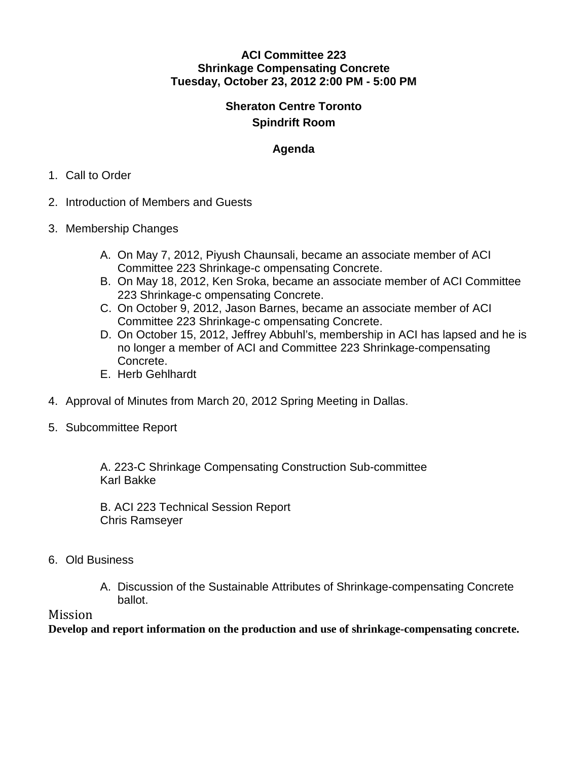**ACI Committee 223**
**Shrinkage Compensating Concrete**
**Tuesday, October 23, 2012 2:00 PM - 5:00 PM**

**Sheraton Centre Toronto**
**Spindrift Room**

## Agenda

1. Call to Order

2. Introduction of Members and Guests

3. Membership Changes

   A. On May 7, 2012, Piyush Chaunsali, became an associate member of ACI Committee 223 Shrinkage-c ompensating Concrete.
   B. On May 18, 2012, Ken Sroka, became an associate member of ACI Committee 223 Shrinkage-c ompensating Concrete.
   C. On October 9, 2012, Jason Barnes, became an associate member of ACI Committee 223 Shrinkage-c ompensating Concrete.
   D. On October 15, 2012, Jeffrey Abbuhl's, membership in ACI has lapsed and he is no longer a member of ACI and Committee 223 Shrinkage-compensating Concrete.
   E. Herb Gehlhardt

4. Approval of Minutes from March 20, 2012 Spring Meeting in Dallas.

5. Subcommittee Report

   A. 223-C Shrinkage Compensating Construction Sub-committee
   Karl Bakke

   B. ACI 223 Technical Session Report
   Chris Ramseyer

6. Old Business

   A. Discussion of the Sustainable Attributes of Shrinkage-compensating Concrete ballot.

Mission

**Develop and report information on the production and use of shrinkage-compensating concrete.**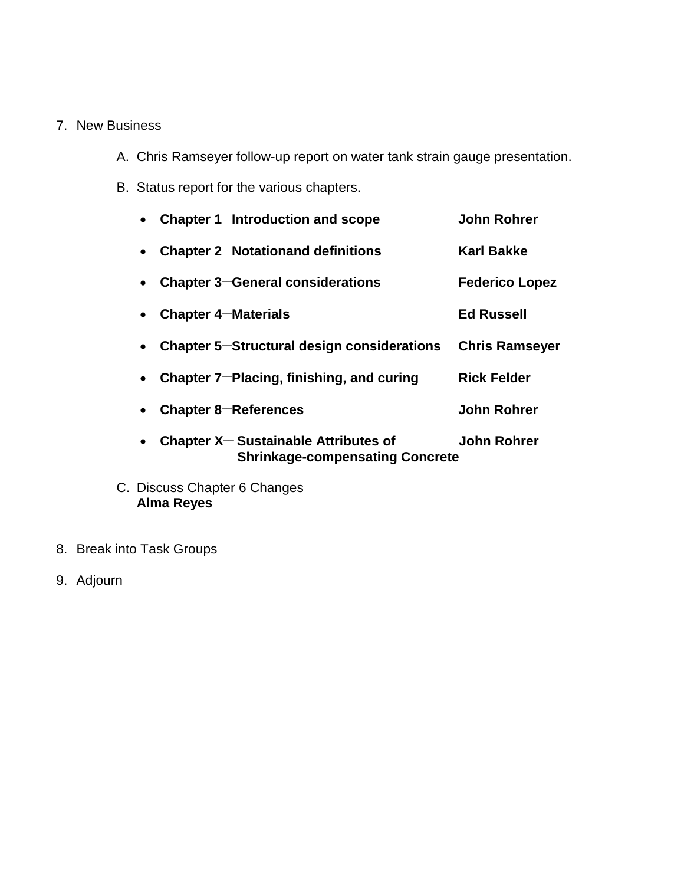7. New Business

    A. Chris Ramseyer follow-up report on water tank strain gauge presentation.

    B. Status report for the various chapters.

    - **Chapter 1—Introduction and scope** **John Rohrer**
    - **Chapter 2—Notationand definitions** **Karl Bakke**
    - **Chapter 3—General considerations** **Federico Lopez**
    - **Chapter 4—Materials** **Ed Russell**
    - **Chapter 5—Structural design considerations** **Chris Ramseyer**
    - **Chapter 7—Placing, finishing, and curing** **Rick Felder**
    - **Chapter 8—References** **John Rohrer**
    - **Chapter X— Sustainable Attributes of Shrinkage-compensating Concrete** **John Rohrer**

    C. Discuss Chapter 6 Changes
    **Alma Reyes**

8. Break into Task Groups

9. Adjourn